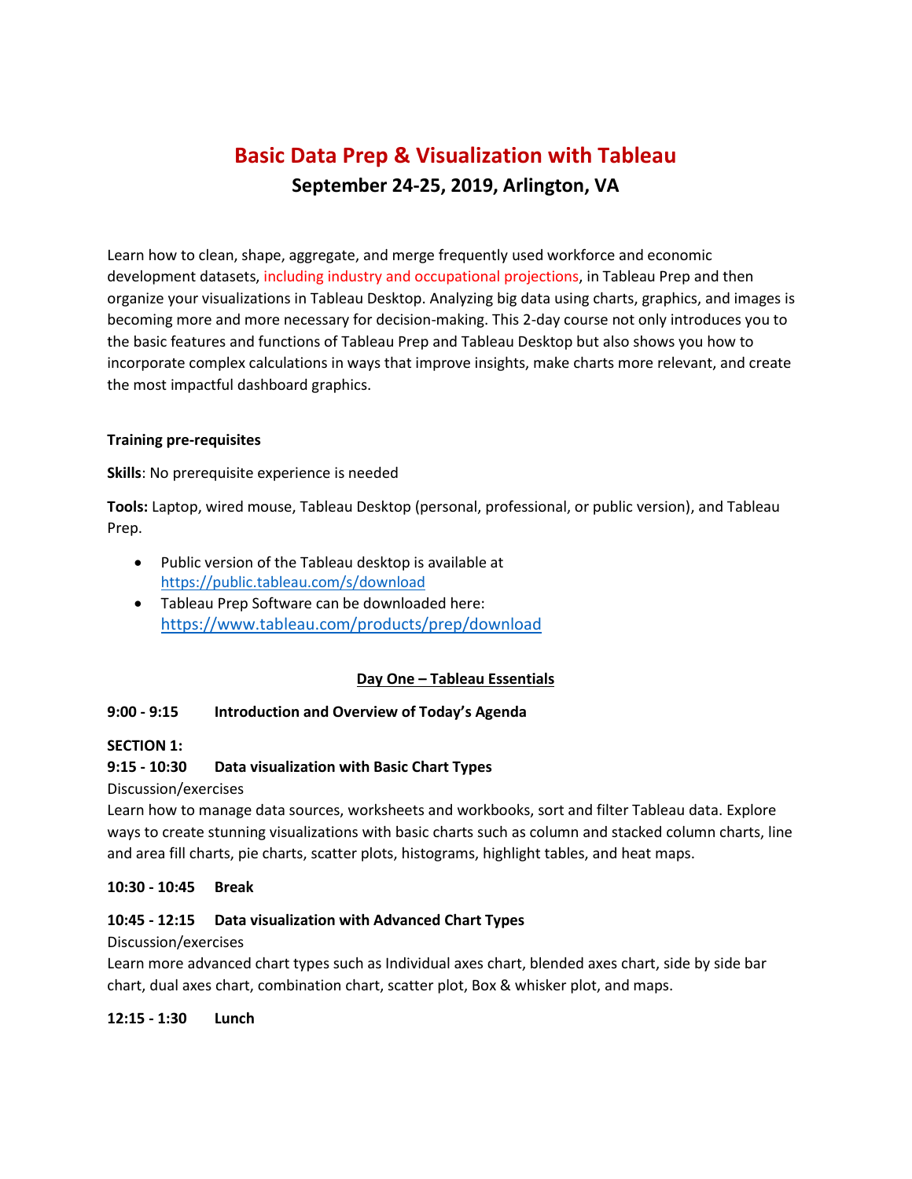# Basic Data Prep & Visualization with Tableau

## September 24-25, 2019, Arlington, VA

Learn how to clean, shape, aggregate, and merge frequently used workforce and economic development datasets, including industry and occupational projections, in Tableau Prep and then organize your visualizations in Tableau Desktop. Analyzing big data using charts, graphics, and images is becoming more and more necessary for decision-making. This 2-day course not only introduces you to the basic features and functions of Tableau Prep and Tableau Desktop but also shows you how to incorporate complex calculations in ways that improve insights, make charts more relevant, and create the most impactful dashboard graphics.

**Training pre-requisites**

**Skills**: No prerequisite experience is needed

**Tools:** Laptop, wired mouse, Tableau Desktop (personal, professional, or public version), and Tableau Prep.

- Public version of the Tableau desktop is available at https://public.tableau.com/s/download
- Tableau Prep Software can be downloaded here: https://www.tableau.com/products/prep/download

### Day One – Tableau Essentials

**9:00 - 9:15 Introduction and Overview of Today's Agenda**

**SECTION 1:**

**9:15 - 10:30 Data visualization with Basic Chart Types**

Discussion/exercises

Learn how to manage data sources, worksheets and workbooks, sort and filter Tableau data. Explore ways to create stunning visualizations with basic charts such as column and stacked column charts, line and area fill charts, pie charts, scatter plots, histograms, highlight tables, and heat maps.

**10:30 - 10:45 Break**

**10:45 - 12:15 Data visualization with Advanced Chart Types**

Discussion/exercises

Learn more advanced chart types such as Individual axes chart, blended axes chart, side by side bar chart, dual axes chart, combination chart, scatter plot, Box & whisker plot, and maps.

**12:15 - 1:30 Lunch**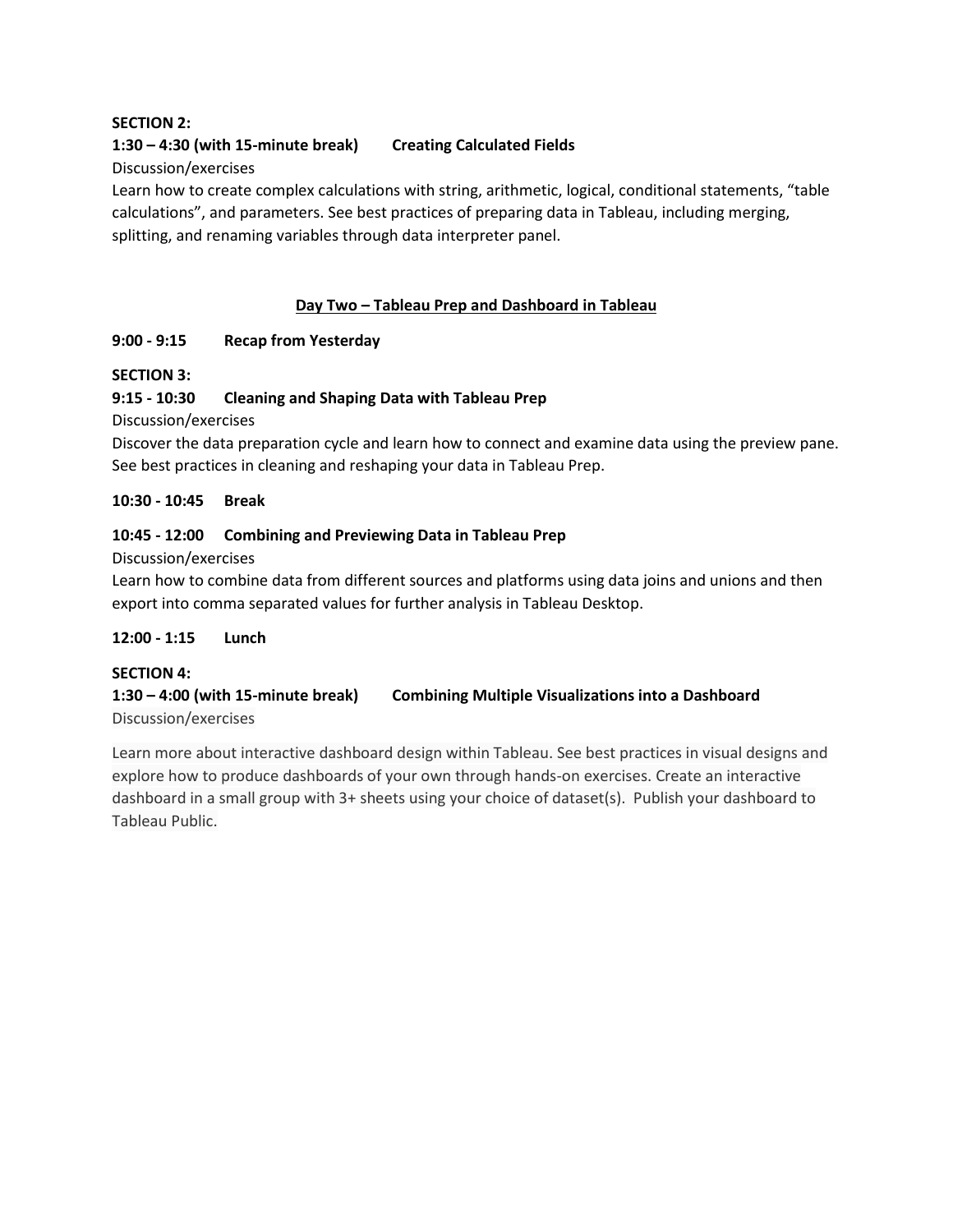**SECTION 2:**

**1:30 – 4:30 (with 15-minute break) Creating Calculated Fields**

Discussion/exercises

Learn how to create complex calculations with string, arithmetic, logical, conditional statements, "table calculations", and parameters. See best practices of preparing data in Tableau, including merging, splitting, and renaming variables through data interpreter panel.

## Day Two – Tableau Prep and Dashboard in Tableau

**9:00 - 9:15 Recap from Yesterday**

**SECTION 3:**

**9:15 - 10:30 Cleaning and Shaping Data with Tableau Prep**

Discussion/exercises

Discover the data preparation cycle and learn how to connect and examine data using the preview pane. See best practices in cleaning and reshaping your data in Tableau Prep.

**10:30 - 10:45 Break**

**10:45 - 12:00 Combining and Previewing Data in Tableau Prep**

Discussion/exercises

Learn how to combine data from different sources and platforms using data joins and unions and then export into comma separated values for further analysis in Tableau Desktop.

**12:00 - 1:15 Lunch**

**SECTION 4:**

**1:30 – 4:00 (with 15-minute break) Combining Multiple Visualizations into a Dashboard**

Discussion/exercises

Learn more about interactive dashboard design within Tableau. See best practices in visual designs and explore how to produce dashboards of your own through hands-on exercises. Create an interactive dashboard in a small group with 3+ sheets using your choice of dataset(s). Publish your dashboard to Tableau Public.